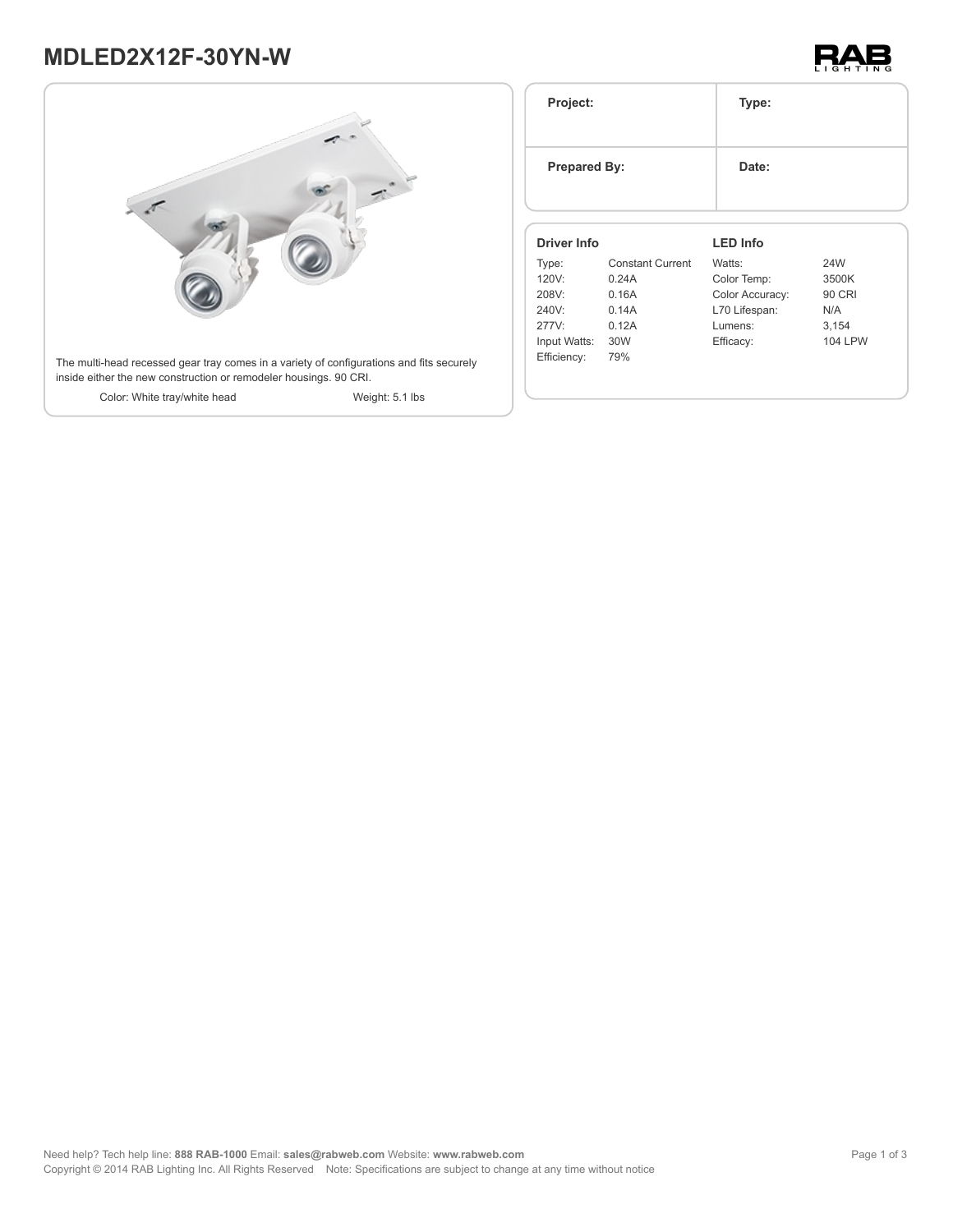# MDLED2X12F-30YN-W

The multi-head recessed gear tray comes in a variety of configurations and fits securely inside either the new construction or remodeler housings. 90 CRI.

Color: White tray/white head

Weight: 5.1 lbs

| Project: | Type: |
|---|---|
| **Prepared By:** | **Date:** |

## Driver Info

| | |
|---|---|
| Type: | Constant Current |
| 120V: | 0.24A |
| 208V: | 0.16A |
| 240V: | 0.14A |
| 277V: | 0.12A |
| Input Watts: | 30W |
| Efficiency: | 79% |

## LED Info

| | |
|---|---|
| Watts: | 24W |
| Color Temp: | 3500K |
| Color Accuracy: | 90 CRI |
| L70 Lifespan: | N/A |
| Lumens: | 3,154 |
| Efficacy: | 104 LPW |

Need help? Tech help line: **888 RAB-1000** Email: **sales@rabweb.com** Website: **www.rabweb.com**

Copyright © 2014 RAB Lighting Inc. All Rights Reserved Note: Specifications are subject to change at any time without notice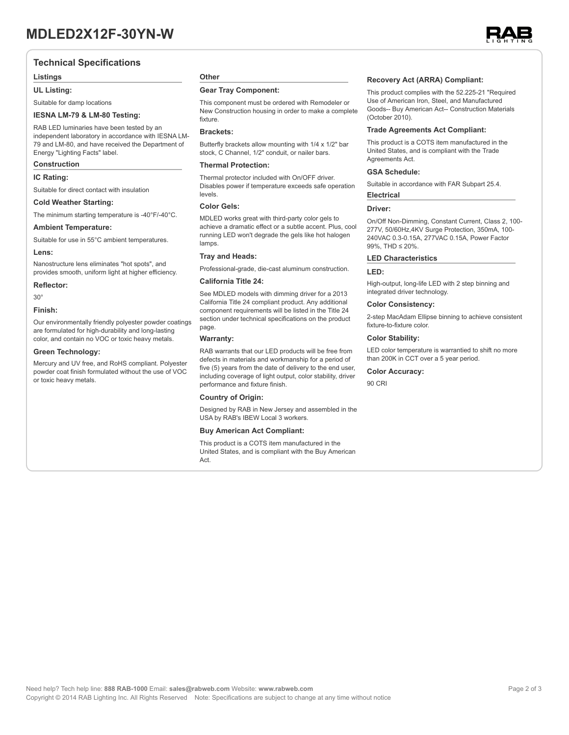# MDLED2X12F-30YN-W

## Technical Specifications

### Listings

**UL Listing:**

Suitable for damp locations

**IESNA LM-79 & LM-80 Testing:**

RAB LED luminaries have been tested by an independent laboratory in accordance with IESNA LM-79 and LM-80, and have received the Department of Energy "Lighting Facts" label.

### Construction

**IC Rating:**

Suitable for direct contact with insulation

**Cold Weather Starting:**

The minimum starting temperature is -40°F/-40°C.

**Ambient Temperature:**

Suitable for use in 55°C ambient temperatures.

**Lens:**

Nanostructure lens eliminates "hot spots", and provides smooth, uniform light at higher efficiency.

**Reflector:**

30°

**Finish:**

Our environmentally friendly polyester powder coatings are formulated for high-durability and long-lasting color, and contain no VOC or toxic heavy metals.

**Green Technology:**

Mercury and UV free, and RoHS compliant. Polyester powder coat finish formulated without the use of VOC or toxic heavy metals.

### Other

**Gear Tray Component:**

This component must be ordered with Remodeler or New Construction housing in order to make a complete fixture.

**Brackets:**

Butterfly brackets allow mounting with 1/4 x 1/2" bar stock, C Channel, 1/2" conduit, or nailer bars.

**Thermal Protection:**

Thermal protector included with On/OFF driver. Disables power if temperature exceeds safe operation levels.

**Color Gels:**

MDLED works great with third-party color gels to achieve a dramatic effect or a subtle accent. Plus, cool running LED won't degrade the gels like hot halogen lamps.

**Tray and Heads:**

Professional-grade, die-cast aluminum construction.

**California Title 24:**

See MDLED models with dimming driver for a 2013 California Title 24 compliant product. Any additional component requirements will be listed in the Title 24 section under technical specifications on the product page.

**Warranty:**

RAB warrants that our LED products will be free from defects in materials and workmanship for a period of five (5) years from the date of delivery to the end user, including coverage of light output, color stability, driver performance and fixture finish.

**Country of Origin:**

Designed by RAB in New Jersey and assembled in the USA by RAB's IBEW Local 3 workers.

**Buy American Act Compliant:**

This product is a COTS item manufactured in the United States, and is compliant with the Buy American Act.

**Recovery Act (ARRA) Compliant:**

This product complies with the 52.225-21 "Required Use of American Iron, Steel, and Manufactured Goods-- Buy American Act-- Construction Materials (October 2010).

**Trade Agreements Act Compliant:**

This product is a COTS item manufactured in the United States, and is compliant with the Trade Agreements Act.

**GSA Schedule:**

Suitable in accordance with FAR Subpart 25.4.

### Electrical

**Driver:**

On/Off Non-Dimming, Constant Current, Class 2, 100-277V, 50/60Hz,4KV Surge Protection, 350mA, 100-240VAC 0.3-0.15A, 277VAC 0.15A, Power Factor 99%, THD ≤ 20%.

### LED Characteristics

**LED:**

High-output, long-life LED with 2 step binning and integrated driver technology.

**Color Consistency:**

2-step MacAdam Ellipse binning to achieve consistent fixture-to-fixture color.

**Color Stability:**

LED color temperature is warrantied to shift no more than 200K in CCT over a 5 year period.

**Color Accuracy:**

90 CRI

Need help? Tech help line: **888 RAB-1000** Email: **sales@rabweb.com** Website: **www.rabweb.com**
Copyright © 2014 RAB Lighting Inc. All Rights Reserved Note: Specifications are subject to change at any time without notice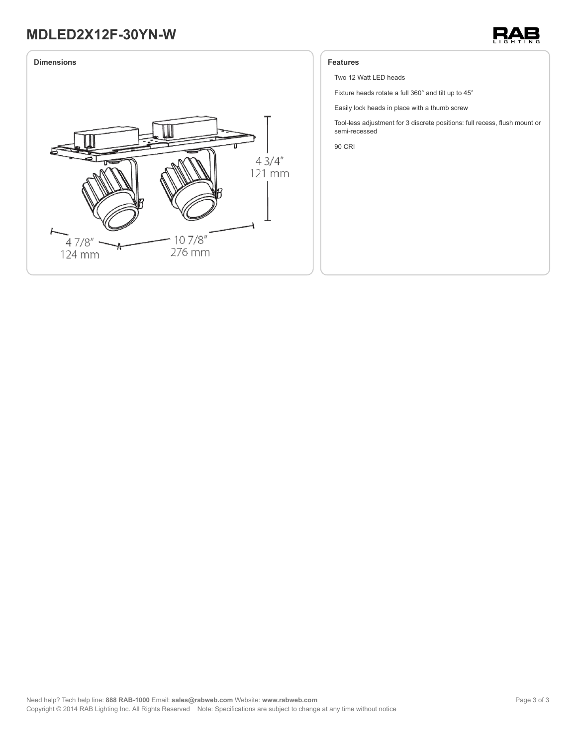# MDLED2X12F-30YN-W

## Dimensions

4 3/4"
121 mm

4 7/8"
124 mm

10 7/8"
276 mm

## Features

Two 12 Watt LED heads

Fixture heads rotate a full 360° and tilt up to 45°

Easily lock heads in place with a thumb screw

Tool-less adjustment for 3 discrete positions: full recess, flush mount or semi-recessed

90 CRI

Need help? Tech help line: **888 RAB-1000** Email: **sales@rabweb.com** Website: **www.rabweb.com**
Copyright © 2014 RAB Lighting Inc. All Rights Reserved Note: Specifications are subject to change at any time without notice